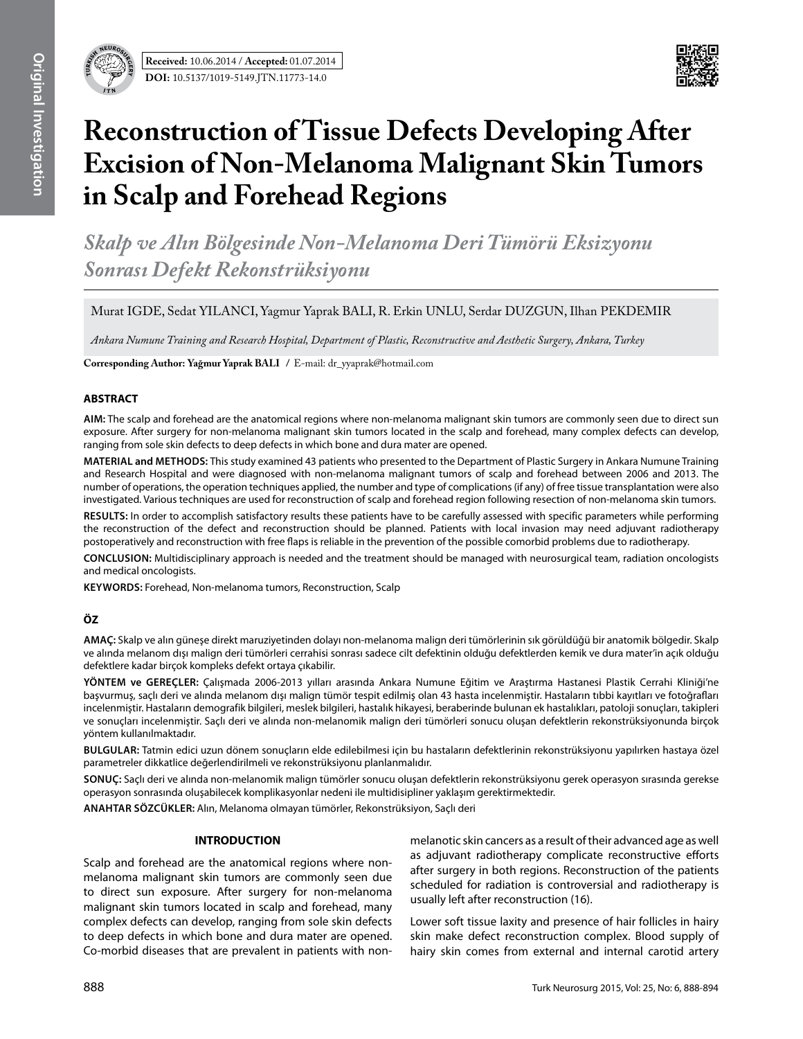Original Investigation

**Received:** 10.06.2014 / **Accepted:** 01.07.2014

**DOI:** 10.5137/1019-5149.JTN.11773-14.0

# Reconstruction of Tissue Defects Developing After Excision of Non-Melanoma Malignant Skin Tumors in Scalp and Forehead Regions

## *Skalp ve Alın Bölgesinde Non-Melanoma Deri Tümörü Eksizyonu Sonrası Defekt Rekonstrüksiyonu*

Murat IGDE, Sedat YILANCI, Yagmur Yaprak BALI, R. Erkin UNLU, Serdar DUZGUN, Ilhan PEKDEMIR

*Ankara Numune Training and Research Hospital, Department of Plastic, Reconstructive and Aesthetic Surgery, Ankara, Turkey*

**Corresponding Author: Yağmur Yaprak BALI** / E-mail: dr_yyaprak@hotmail.com

### ABSTRACT

**AIM:** The scalp and forehead are the anatomical regions where non-melanoma malignant skin tumors are commonly seen due to direct sun exposure. After surgery for non-melanoma malignant skin tumors located in the scalp and forehead, many complex defects can develop, ranging from sole skin defects to deep defects in which bone and dura mater are opened.

**MATERIAL and METHODS:** This study examined 43 patients who presented to the Department of Plastic Surgery in Ankara Numune Training and Research Hospital and were diagnosed with non-melanoma malignant tumors of scalp and forehead between 2006 and 2013. The number of operations, the operation techniques applied, the number and type of complications (if any) of free tissue transplantation were also investigated. Various techniques are used for reconstruction of scalp and forehead region following resection of non-melanoma skin tumors.

**RESULTS:** In order to accomplish satisfactory results these patients have to be carefully assessed with specific parameters while performing the reconstruction of the defect and reconstruction should be planned. Patients with local invasion may need adjuvant radiotherapy postoperatively and reconstruction with free flaps is reliable in the prevention of the possible comorbid problems due to radiotherapy.

**CONCLUSION:** Multidisciplinary approach is needed and the treatment should be managed with neurosurgical team, radiation oncologists and medical oncologists.

**KEYWORDS:** Forehead, Non-melanoma tumors, Reconstruction, Scalp

### ÖZ

**AMAÇ:** Skalp ve alın güneşe direkt maruziyetinden dolayı non-melanoma malign deri tümörlerinin sık görüldüğü bir anatomik bölgedir. Skalp ve alında melanom dışı malign deri tümörleri cerrahisi sonrası sadece cilt defektinin olduğu defektlerden kemik ve dura mater'in açık olduğu defektlere kadar birçok kompleks defekt ortaya çıkabilir.

**YÖNTEM ve GEREÇLER:** Çalışmada 2006-2013 yılları arasında Ankara Numune Eğitim ve Araştırma Hastanesi Plastik Cerrahi Kliniği'ne başvurmuş, saçlı deri ve alında melanom dışı malign tümör tespit edilmiş olan 43 hasta incelenmiştir. Hastaların tıbbi kayıtları ve fotoğrafları incelenmiştir. Hastaların demografik bilgileri, meslek bilgileri, hastalık hikayesi, beraberinde bulunan ek hastalıkları, patoloji sonuçları, takipleri ve sonuçları incelenmiştir. Saçlı deri ve alında non-melanomik malign deri tümörleri sonucu oluşan defektlerin rekonstrüksiyonunda birçok yöntem kullanılmaktadır.

**BULGULAR:** Tatmin edici uzun dönem sonuçların elde edilebilmesi için bu hastaların defektlerinin rekonstrüksiyonu yapılırken hastaya özel parametreler dikkatlice değerlendirilmeli ve rekonstrüksiyonu planlanmalıdır.

**SONUÇ:** Saçlı deri ve alında non-melanomik malign tümörler sonucu oluşan defektlerin rekonstrüksiyonu gerek operasyon sırasında gerekse operasyon sonrasında oluşabilecek komplikasyonlar nedeni ile multidisipliner yaklaşım gerektirmektedir.

**ANAHTAR SÖZCÜKLER:** Alın, Melanoma olmayan tümörler, Rekonstrüksiyon, Saçlı deri

### INTRODUCTION

Scalp and forehead are the anatomical regions where non-melanoma malignant skin tumors are commonly seen due to direct sun exposure. After surgery for non-melanoma malignant skin tumors located in scalp and forehead, many complex defects can develop, ranging from sole skin defects to deep defects in which bone and dura mater are opened. Co-morbid diseases that are prevalent in patients with non-melanotic skin cancers as a result of their advanced age as well as adjuvant radiotherapy complicate reconstructive efforts after surgery in both regions. Reconstruction of the patients scheduled for radiation is controversial and radiotherapy is usually left after reconstruction (16).

Lower soft tissue laxity and presence of hair follicles in hairy skin make defect reconstruction complex. Blood supply of hairy skin comes from external and internal carotid artery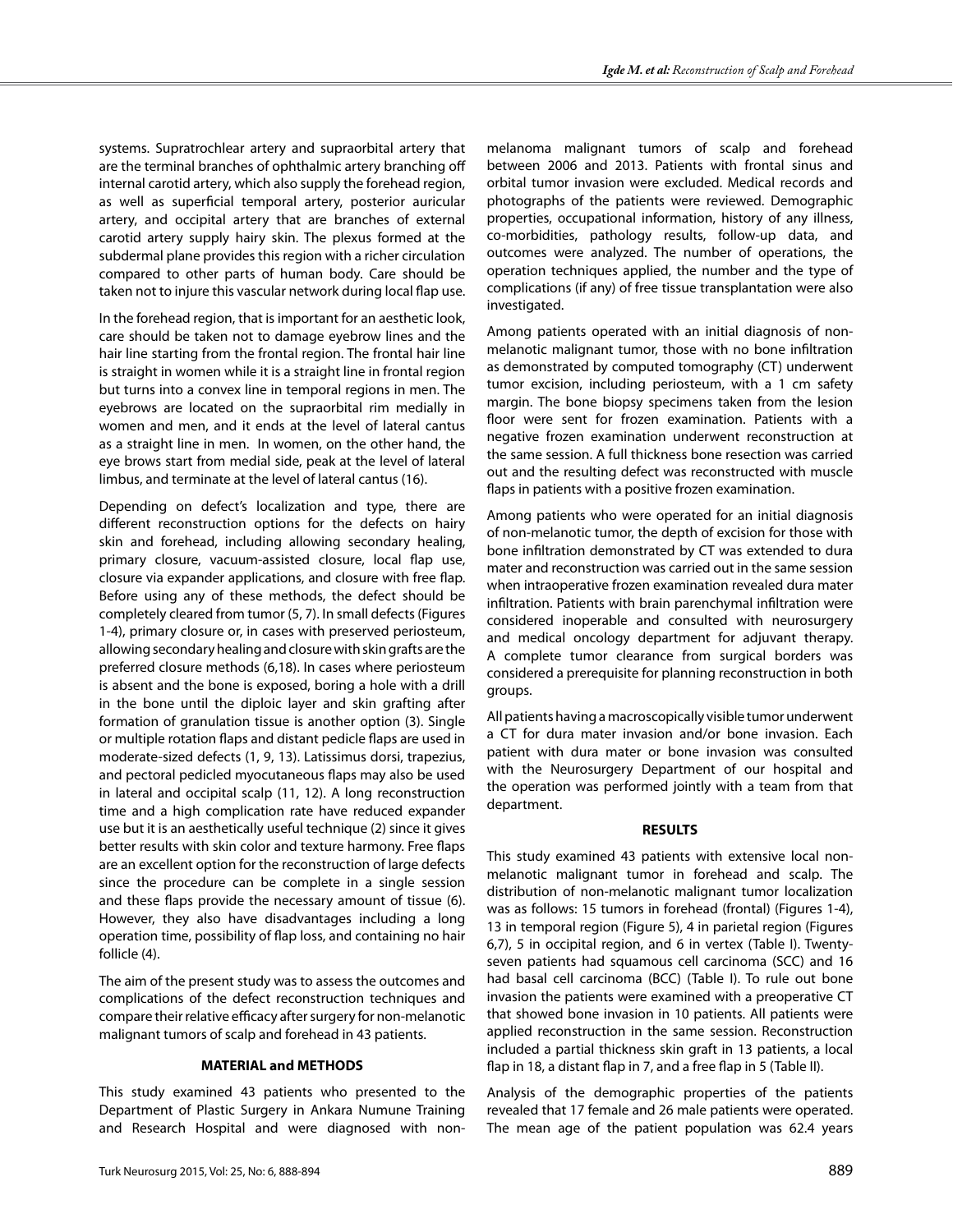systems. Supratrochlear artery and supraorbital artery that are the terminal branches of ophthalmic artery branching off internal carotid artery, which also supply the forehead region, as well as superficial temporal artery, posterior auricular artery, and occipital artery that are branches of external carotid artery supply hairy skin. The plexus formed at the subdermal plane provides this region with a richer circulation compared to other parts of human body. Care should be taken not to injure this vascular network during local flap use.

In the forehead region, that is important for an aesthetic look, care should be taken not to damage eyebrow lines and the hair line starting from the frontal region. The frontal hair line is straight in women while it is a straight line in frontal region but turns into a convex line in temporal regions in men. The eyebrows are located on the supraorbital rim medially in women and men, and it ends at the level of lateral cantus as a straight line in men. In women, on the other hand, the eye brows start from medial side, peak at the level of lateral limbus, and terminate at the level of lateral cantus (16).

Depending on defect's localization and type, there are different reconstruction options for the defects on hairy skin and forehead, including allowing secondary healing, primary closure, vacuum-assisted closure, local flap use, closure via expander applications, and closure with free flap. Before using any of these methods, the defect should be completely cleared from tumor (5, 7). In small defects (Figures 1-4), primary closure or, in cases with preserved periosteum, allowing secondary healing and closure with skin grafts are the preferred closure methods (6,18). In cases where periosteum is absent and the bone is exposed, boring a hole with a drill in the bone until the diploic layer and skin grafting after formation of granulation tissue is another option (3). Single or multiple rotation flaps and distant pedicle flaps are used in moderate-sized defects (1, 9, 13). Latissimus dorsi, trapezius, and pectoral pedicled myocutaneous flaps may also be used in lateral and occipital scalp (11, 12). A long reconstruction time and a high complication rate have reduced expander use but it is an aesthetically useful technique (2) since it gives better results with skin color and texture harmony. Free flaps are an excellent option for the reconstruction of large defects since the procedure can be complete in a single session and these flaps provide the necessary amount of tissue (6). However, they also have disadvantages including a long operation time, possibility of flap loss, and containing no hair follicle (4).

The aim of the present study was to assess the outcomes and complications of the defect reconstruction techniques and compare their relative efficacy after surgery for non-melanotic malignant tumors of scalp and forehead in 43 patients.

## MATERIAL and METHODS

This study examined 43 patients who presented to the Department of Plastic Surgery in Ankara Numune Training and Research Hospital and were diagnosed with non-melanoma malignant tumors of scalp and forehead between 2006 and 2013. Patients with frontal sinus and orbital tumor invasion were excluded. Medical records and photographs of the patients were reviewed. Demographic properties, occupational information, history of any illness, co-morbidities, pathology results, follow-up data, and outcomes were analyzed. The number of operations, the operation techniques applied, the number and the type of complications (if any) of free tissue transplantation were also investigated.

Among patients operated with an initial diagnosis of non-melanotic malignant tumor, those with no bone infiltration as demonstrated by computed tomography (CT) underwent tumor excision, including periosteum, with a 1 cm safety margin. The bone biopsy specimens taken from the lesion floor were sent for frozen examination. Patients with a negative frozen examination underwent reconstruction at the same session. A full thickness bone resection was carried out and the resulting defect was reconstructed with muscle flaps in patients with a positive frozen examination.

Among patients who were operated for an initial diagnosis of non-melanotic tumor, the depth of excision for those with bone infiltration demonstrated by CT was extended to dura mater and reconstruction was carried out in the same session when intraoperative frozen examination revealed dura mater infiltration. Patients with brain parenchymal infiltration were considered inoperable and consulted with neurosurgery and medical oncology department for adjuvant therapy. A complete tumor clearance from surgical borders was considered a prerequisite for planning reconstruction in both groups.

All patients having a macroscopically visible tumor underwent a CT for dura mater invasion and/or bone invasion. Each patient with dura mater or bone invasion was consulted with the Neurosurgery Department of our hospital and the operation was performed jointly with a team from that department.

## RESULTS

This study examined 43 patients with extensive local non-melanotic malignant tumor in forehead and scalp. The distribution of non-melanotic malignant tumor localization was as follows: 15 tumors in forehead (frontal) (Figures 1-4), 13 in temporal region (Figure 5), 4 in parietal region (Figures 6,7), 5 in occipital region, and 6 in vertex (Table I). Twenty-seven patients had squamous cell carcinoma (SCC) and 16 had basal cell carcinoma (BCC) (Table I). To rule out bone invasion the patients were examined with a preoperative CT that showed bone invasion in 10 patients. All patients were applied reconstruction in the same session. Reconstruction included a partial thickness skin graft in 13 patients, a local flap in 18, a distant flap in 7, and a free flap in 5 (Table II).

Analysis of the demographic properties of the patients revealed that 17 female and 26 male patients were operated. The mean age of the patient population was 62.4 years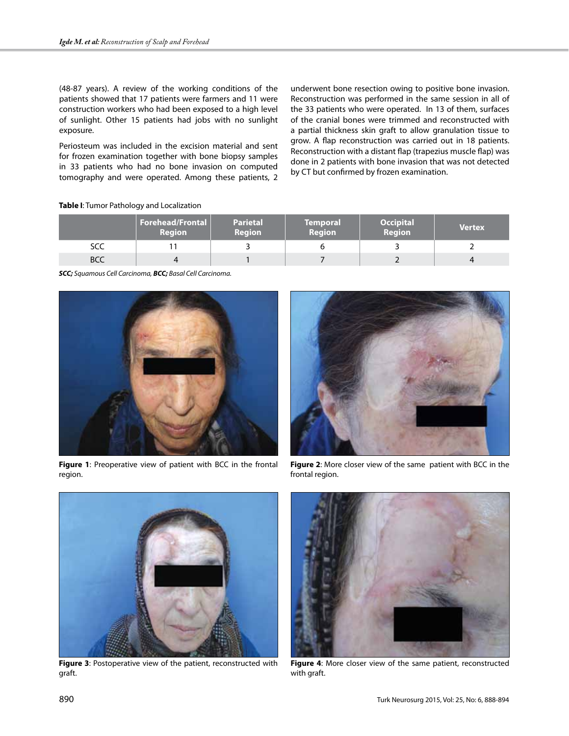(48-87 years). A review of the working conditions of the patients showed that 17 patients were farmers and 11 were construction workers who had been exposed to a high level of sunlight. Other 15 patients had jobs with no sunlight exposure.

Periosteum was included in the excision material and sent for frozen examination together with bone biopsy samples in 33 patients who had no bone invasion on computed tomography and were operated. Among these patients, 2 underwent bone resection owing to positive bone invasion. Reconstruction was performed in the same session in all of the 33 patients who were operated. In 13 of them, surfaces of the cranial bones were trimmed and reconstructed with a partial thickness skin graft to allow granulation tissue to grow. A flap reconstruction was carried out in 18 patients. Reconstruction with a distant flap (trapezius muscle flap) was done in 2 patients with bone invasion that was not detected by CT but confirmed by frozen examination.

**Table I**: Tumor Pathology and Localization

| | Forehead/Frontal Region | Parietal Region | Temporal Region | Occipital Region | Vertex |
|---|---|---|---|---|---|
| SCC | 11 | 3 | 6 | 3 | 2 |
| BCC | 4 | 1 | 7 | 2 | 4 |

***SCC;** Squamous Cell Carcinoma, **BCC;** Basal Cell Carcinoma.*

**Figure 1**: Preoperative view of patient with BCC in the frontal region.

**Figure 2**: More closer view of the same patient with BCC in the frontal region.

**Figure 3**: Postoperative view of the patient, reconstructed with graft.

**Figure 4**: More closer view of the same patient, reconstructed with graft.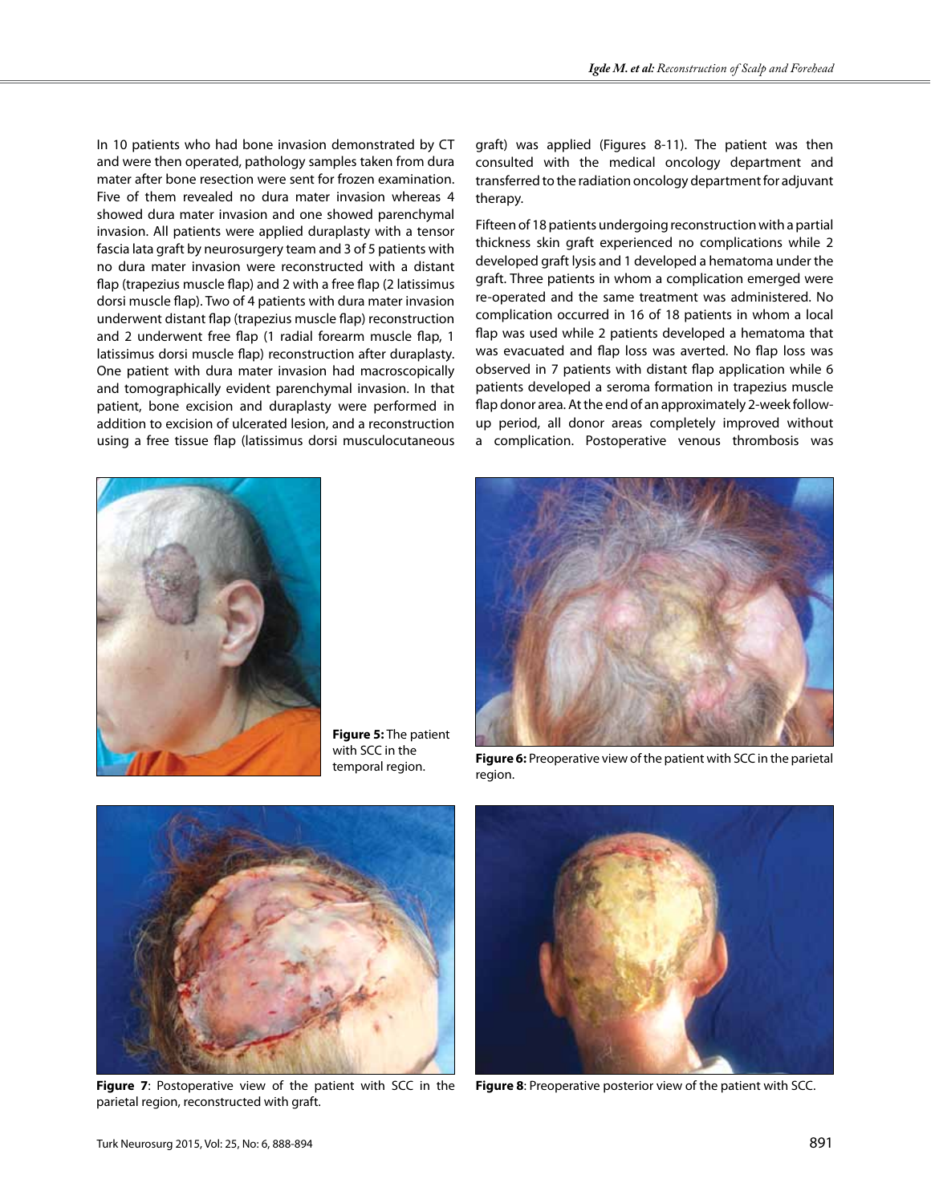In 10 patients who had bone invasion demonstrated by CT and were then operated, pathology samples taken from dura mater after bone resection were sent for frozen examination. Five of them revealed no dura mater invasion whereas 4 showed dura mater invasion and one showed parenchymal invasion. All patients were applied duraplasty with a tensor fascia lata graft by neurosurgery team and 3 of 5 patients with no dura mater invasion were reconstructed with a distant flap (trapezius muscle flap) and 2 with a free flap (2 latissimus dorsi muscle flap). Two of 4 patients with dura mater invasion underwent distant flap (trapezius muscle flap) reconstruction and 2 underwent free flap (1 radial forearm muscle flap, 1 latissimus dorsi muscle flap) reconstruction after duraplasty. One patient with dura mater invasion had macroscopically and tomographically evident parenchymal invasion. In that patient, bone excision and duraplasty were performed in addition to excision of ulcerated lesion, and a reconstruction using a free tissue flap (latissimus dorsi musculocutaneous graft) was applied (Figures 8-11). The patient was then consulted with the medical oncology department and transferred to the radiation oncology department for adjuvant therapy.

Fifteen of 18 patients undergoing reconstruction with a partial thickness skin graft experienced no complications while 2 developed graft lysis and 1 developed a hematoma under the graft. Three patients in whom a complication emerged were re-operated and the same treatment was administered. No complication occurred in 16 of 18 patients in whom a local flap was used while 2 patients developed a hematoma that was evacuated and flap loss was averted. No flap loss was observed in 7 patients with distant flap application while 6 patients developed a seroma formation in trapezius muscle flap donor area. At the end of an approximately 2-week follow-up period, all donor areas completely improved without a complication. Postoperative venous thrombosis was

**Figure 5:** The patient with SCC in the temporal region.

**Figure 6:** Preoperative view of the patient with SCC in the parietal region.

**Figure 7**: Postoperative view of the patient with SCC in the parietal region, reconstructed with graft.

**Figure 8**: Preoperative posterior view of the patient with SCC.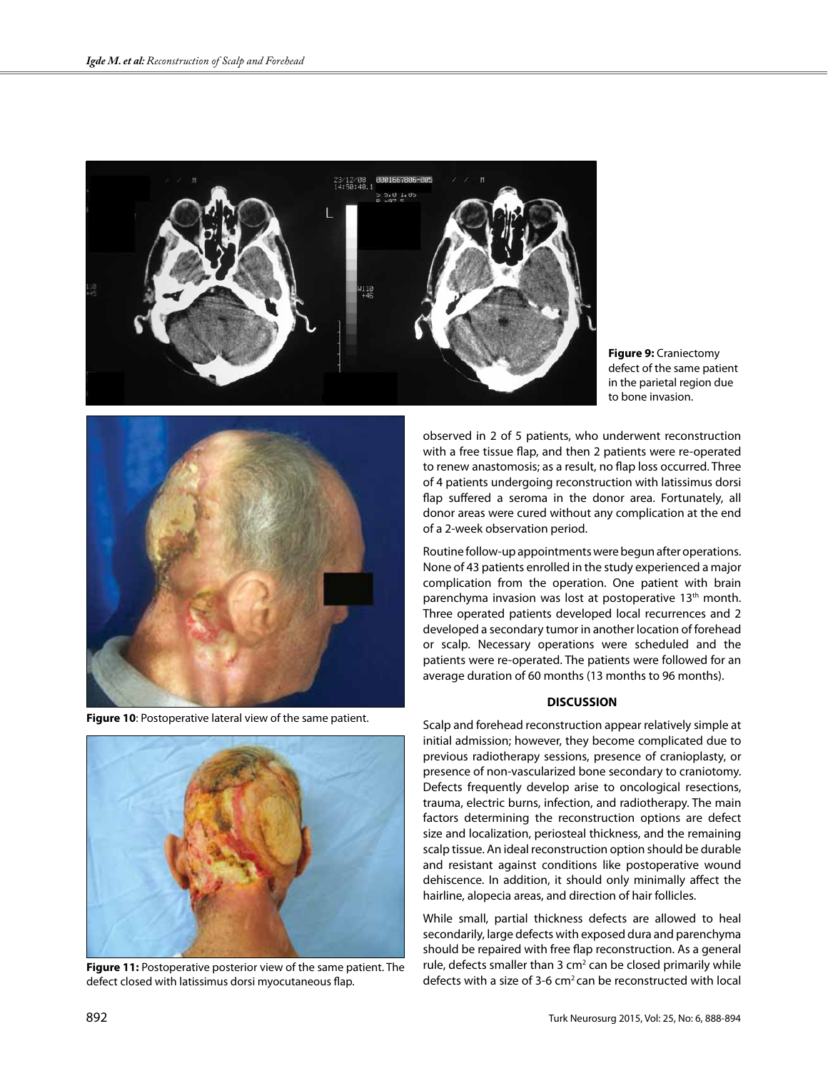**Figure 9:** Craniectomy defect of the same patient in the parietal region due to bone invasion.

**Figure 10**: Postoperative lateral view of the same patient.

**Figure 11:** Postoperative posterior view of the same patient. The defect closed with latissimus dorsi myocutaneous flap.

observed in 2 of 5 patients, who underwent reconstruction with a free tissue flap, and then 2 patients were re-operated to renew anastomosis; as a result, no flap loss occurred. Three of 4 patients undergoing reconstruction with latissimus dorsi flap suffered a seroma in the donor area. Fortunately, all donor areas were cured without any complication at the end of a 2-week observation period.

Routine follow-up appointments were begun after operations. None of 43 patients enrolled in the study experienced a major complication from the operation. One patient with brain parenchyma invasion was lost at postoperative 13th month. Three operated patients developed local recurrences and 2 developed a secondary tumor in another location of forehead or scalp. Necessary operations were scheduled and the patients were re-operated. The patients were followed for an average duration of 60 months (13 months to 96 months).

## DISCUSSION

Scalp and forehead reconstruction appear relatively simple at initial admission; however, they become complicated due to previous radiotherapy sessions, presence of cranioplasty, or presence of non-vascularized bone secondary to craniotomy. Defects frequently develop arise to oncological resections, trauma, electric burns, infection, and radiotherapy. The main factors determining the reconstruction options are defect size and localization, periosteal thickness, and the remaining scalp tissue. An ideal reconstruction option should be durable and resistant against conditions like postoperative wound dehiscence. In addition, it should only minimally affect the hairline, alopecia areas, and direction of hair follicles.

While small, partial thickness defects are allowed to heal secondarily, large defects with exposed dura and parenchyma should be repaired with free flap reconstruction. As a general rule, defects smaller than 3 $cm^2$ can be closed primarily while defects with a size of 3-6 $cm^2$ can be reconstructed with local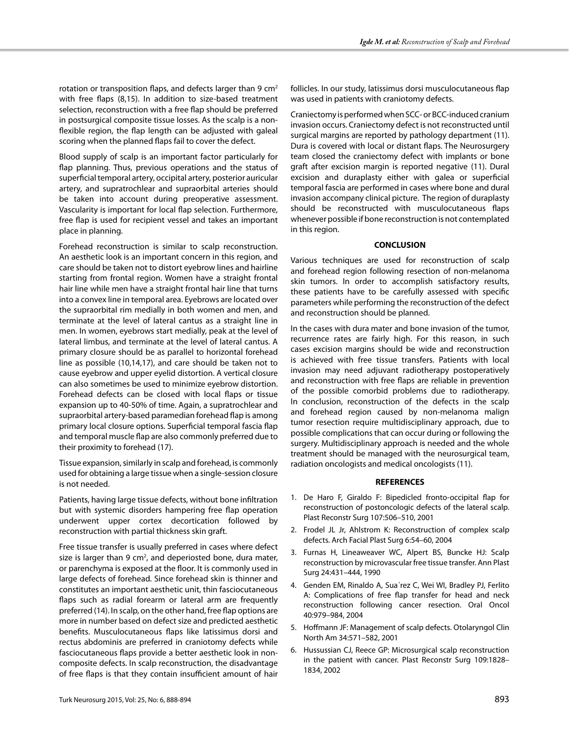rotation or transposition flaps, and defects larger than 9 cm$^2$ with free flaps (8,15). In addition to size-based treatment selection, reconstruction with a free flap should be preferred in postsurgical composite tissue losses. As the scalp is a non-flexible region, the flap length can be adjusted with galeal scoring when the planned flaps fail to cover the defect.

Blood supply of scalp is an important factor particularly for flap planning. Thus, previous operations and the status of superficial temporal artery, occipital artery, posterior auricular artery, and supratrochlear and supraorbital arteries should be taken into account during preoperative assessment. Vascularity is important for local flap selection. Furthermore, free flap is used for recipient vessel and takes an important place in planning.

Forehead reconstruction is similar to scalp reconstruction. An aesthetic look is an important concern in this region, and care should be taken not to distort eyebrow lines and hairline starting from frontal region. Women have a straight frontal hair line while men have a straight frontal hair line that turns into a convex line in temporal area. Eyebrows are located over the supraorbital rim medially in both women and men, and terminate at the level of lateral cantus as a straight line in men. In women, eyebrows start medially, peak at the level of lateral limbus, and terminate at the level of lateral cantus. A primary closure should be as parallel to horizontal forehead line as possible (10,14,17), and care should be taken not to cause eyebrow and upper eyelid distortion. A vertical closure can also sometimes be used to minimize eyebrow distortion. Forehead defects can be closed with local flaps or tissue expansion up to 40-50% of time. Again, a supratrochlear and supraorbital artery-based paramedian forehead flap is among primary local closure options. Superficial temporal fascia flap and temporal muscle flap are also commonly preferred due to their proximity to forehead (17).

Tissue expansion, similarly in scalp and forehead, is commonly used for obtaining a large tissue when a single-session closure is not needed.

Patients, having large tissue defects, without bone infiltration but with systemic disorders hampering free flap operation underwent upper cortex decortication followed by reconstruction with partial thickness skin graft.

Free tissue transfer is usually preferred in cases where defect size is larger than 9 cm$^2$, and deperiosted bone, dura mater, or parenchyma is exposed at the floor. It is commonly used in large defects of forehead. Since forehead skin is thinner and constitutes an important aesthetic unit, thin fasciocutaneous flaps such as radial forearm or lateral arm are frequently preferred (14). In scalp, on the other hand, free flap options are more in number based on defect size and predicted aesthetic benefits. Musculocutaneous flaps like latissimus dorsi and rectus abdominis are preferred in craniotomy defects while fasciocutaneous flaps provide a better aesthetic look in non-composite defects. In scalp reconstruction, the disadvantage of free flaps is that they contain insufficient amount of hair follicles. In our study, latissimus dorsi musculocutaneous flap was used in patients with craniotomy defects.

Craniectomy is performed when SCC- or BCC-induced cranium invasion occurs. Craniectomy defect is not reconstructed until surgical margins are reported by pathology department (11). Dura is covered with local or distant flaps. The Neurosurgery team closed the craniectomy defect with implants or bone graft after excision margin is reported negative (11). Dural excision and duraplasty either with galea or superficial temporal fascia are performed in cases where bone and dural invasion accompany clinical picture. The region of duraplasty should be reconstructed with musculocutaneous flaps whenever possible if bone reconstruction is not contemplated in this region.

## CONCLUSION

Various techniques are used for reconstruction of scalp and forehead region following resection of non-melanoma skin tumors. In order to accomplish satisfactory results, these patients have to be carefully assessed with specific parameters while performing the reconstruction of the defect and reconstruction should be planned.

In the cases with dura mater and bone invasion of the tumor, recurrence rates are fairly high. For this reason, in such cases excision margins should be wide and reconstruction is achieved with free tissue transfers. Patients with local invasion may need adjuvant radiotherapy postoperatively and reconstruction with free flaps are reliable in prevention of the possible comorbid problems due to radiotherapy. In conclusion, reconstruction of the defects in the scalp and forehead region caused by non-melanoma malign tumor resection require multidisciplinary approach, due to possible complications that can occur during or following the surgery. Multidisciplinary approach is needed and the whole treatment should be managed with the neurosurgical team, radiation oncologists and medical oncologists (11).

## REFERENCES

1. De Haro F, Giraldo F: Bipedicled fronto-occipital flap for reconstruction of postoncologic defects of the lateral scalp. Plast Reconstr Surg 107:506–510, 2001
2. Frodel JL Jr, Ahlstrom K: Reconstruction of complex scalp defects. Arch Facial Plast Surg 6:54–60, 2004
3. Furnas H, Lineaweaver WC, Alpert BS, Buncke HJ: Scalp reconstruction by microvascular free tissue transfer. Ann Plast Surg 24:431–444, 1990
4. Genden EM, Rinaldo A, Sua´rez C, Wei WI, Bradley PJ, Ferlito A: Complications of free flap transfer for head and neck reconstruction following cancer resection. Oral Oncol 40:979–984, 2004
5. Hoffmann JF: Management of scalp defects. Otolaryngol Clin North Am 34:571–582, 2001
6. Hussussian CJ, Reece GP: Microsurgical scalp reconstruction in the patient with cancer. Plast Reconstr Surg 109:1828–1834, 2002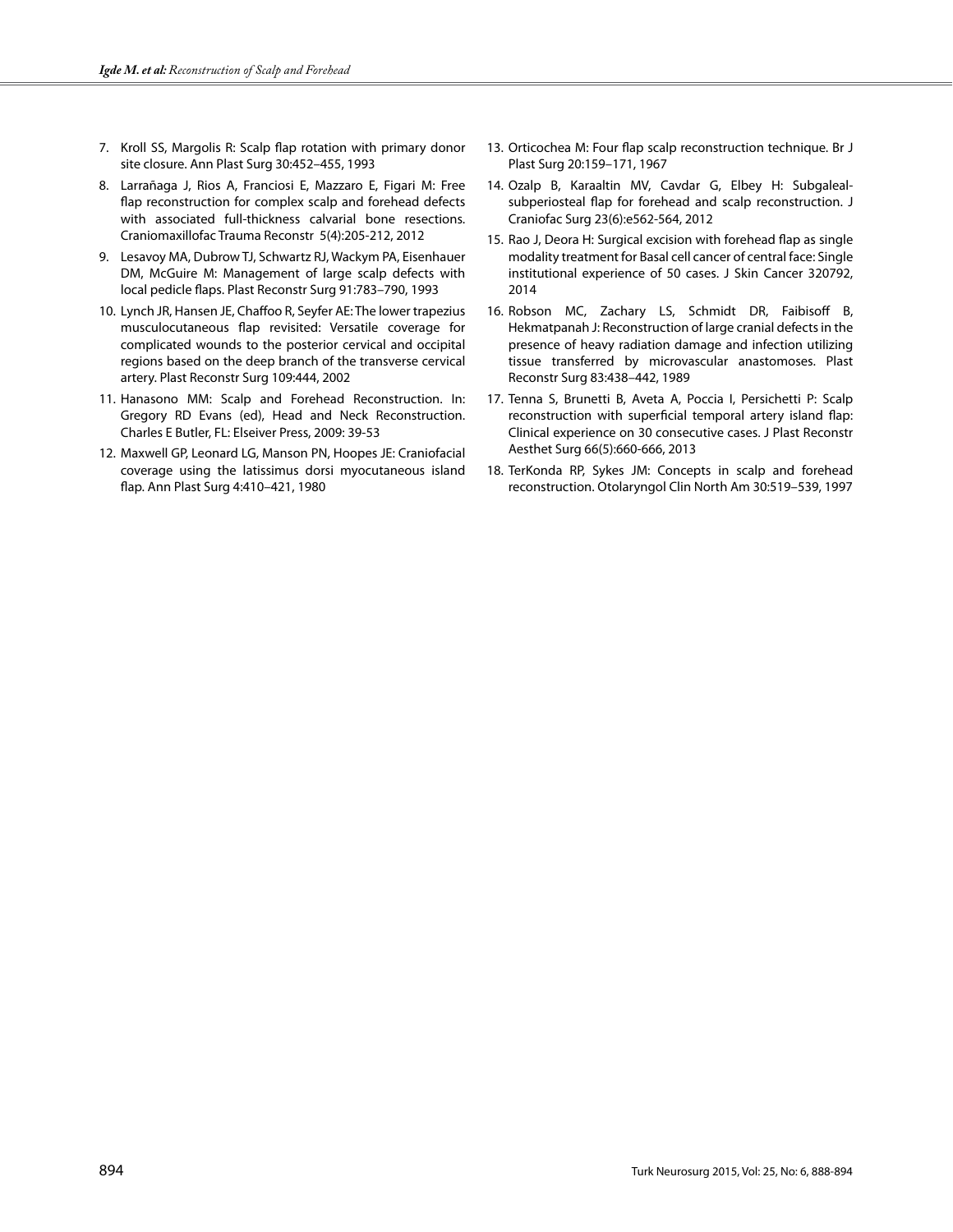7. Kroll SS, Margolis R: Scalp flap rotation with primary donor site closure. Ann Plast Surg 30:452–455, 1993
8. Larrañaga J, Rios A, Franciosi E, Mazzaro E, Figari M: Free flap reconstruction for complex scalp and forehead defects with associated full-thickness calvarial bone resections. Craniomaxillofac Trauma Reconstr 5(4):205-212, 2012
9. Lesavoy MA, Dubrow TJ, Schwartz RJ, Wackym PA, Eisenhauer DM, McGuire M: Management of large scalp defects with local pedicle flaps. Plast Reconstr Surg 91:783–790, 1993
10. Lynch JR, Hansen JE, Chaffoo R, Seyfer AE: The lower trapezius musculocutaneous flap revisited: Versatile coverage for complicated wounds to the posterior cervical and occipital regions based on the deep branch of the transverse cervical artery. Plast Reconstr Surg 109:444, 2002
11. Hanasono MM: Scalp and Forehead Reconstruction. In: Gregory RD Evans (ed), Head and Neck Reconstruction. Charles E Butler, FL: Elseiver Press, 2009: 39-53
12. Maxwell GP, Leonard LG, Manson PN, Hoopes JE: Craniofacial coverage using the latissimus dorsi myocutaneous island flap. Ann Plast Surg 4:410–421, 1980
13. Orticochea M: Four flap scalp reconstruction technique. Br J Plast Surg 20:159–171, 1967
14. Ozalp B, Karaaltin MV, Cavdar G, Elbey H: Subgaleal-subperiosteal flap for forehead and scalp reconstruction. J Craniofac Surg 23(6):e562-564, 2012
15. Rao J, Deora H: Surgical excision with forehead flap as single modality treatment for Basal cell cancer of central face: Single institutional experience of 50 cases. J Skin Cancer 320792, 2014
16. Robson MC, Zachary LS, Schmidt DR, Faibisoff B, Hekmatpanah J: Reconstruction of large cranial defects in the presence of heavy radiation damage and infection utilizing tissue transferred by microvascular anastomoses. Plast Reconstr Surg 83:438–442, 1989
17. Tenna S, Brunetti B, Aveta A, Poccia I, Persichetti P: Scalp reconstruction with superficial temporal artery island flap: Clinical experience on 30 consecutive cases. J Plast Reconstr Aesthet Surg 66(5):660-666, 2013
18. TerKonda RP, Sykes JM: Concepts in scalp and forehead reconstruction. Otolaryngol Clin North Am 30:519–539, 1997